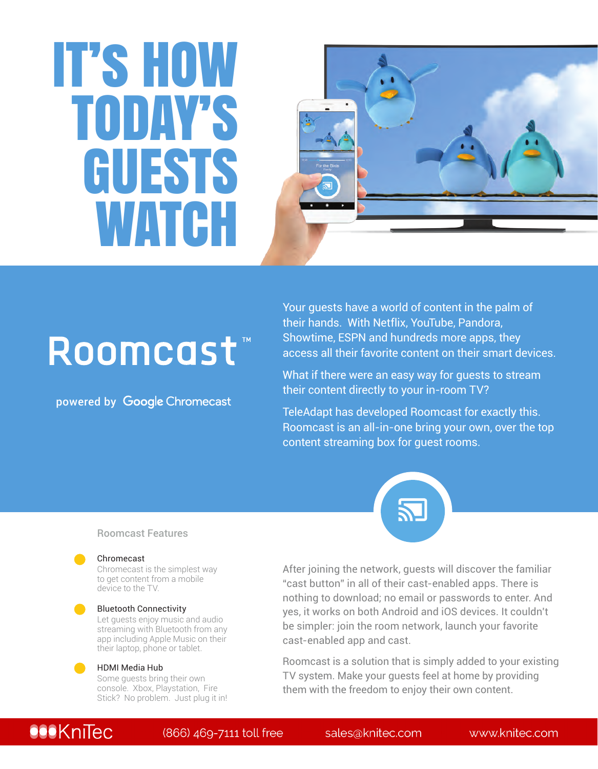# IT'S HOW TODAY'S GUESTS WATCH

## Roomcast™

powered by Google Chromecast

Your guests have a world of content in the palm of their hands. With Netflix, YouTube, Pandora, Showtime, ESPN and hundreds more apps, they access all their favorite content on their smart devices.

What if there were an easy way for guests to stream their content directly to your in-room TV?

TeleAdapt has developed Roomcast for exactly this. Roomcast is an all-in-one bring your own, over the top content streaming box for guest rooms.

### Roomcast Features

- **Chromecast**
  Chromecast is the simplest way to get content from a mobile device to the TV.
- **Bluetooth Connectivity**
  Let guests enjoy music and audio streaming with Bluetooth from any app including Apple Music on their their laptop, phone or tablet.
- **HDMI Media Hub**
  Some guests bring their own console. Xbox, Playstation, Fire Stick? No problem. Just plug it in!

After joining the network, guests will discover the familiar "cast button" in all of their cast-enabled apps. There is nothing to download; no email or passwords to enter. And yes, it works on both Android and iOS devices. It couldn't be simpler: join the room network, launch your favorite cast-enabled app and cast.

Roomcast is a solution that is simply added to your existing TV system. Make your guests feel at home by providing them with the freedom to enjoy their own content.

KniTec | (866) 469-7111 toll free | sales@knitec.com | www.knitec.com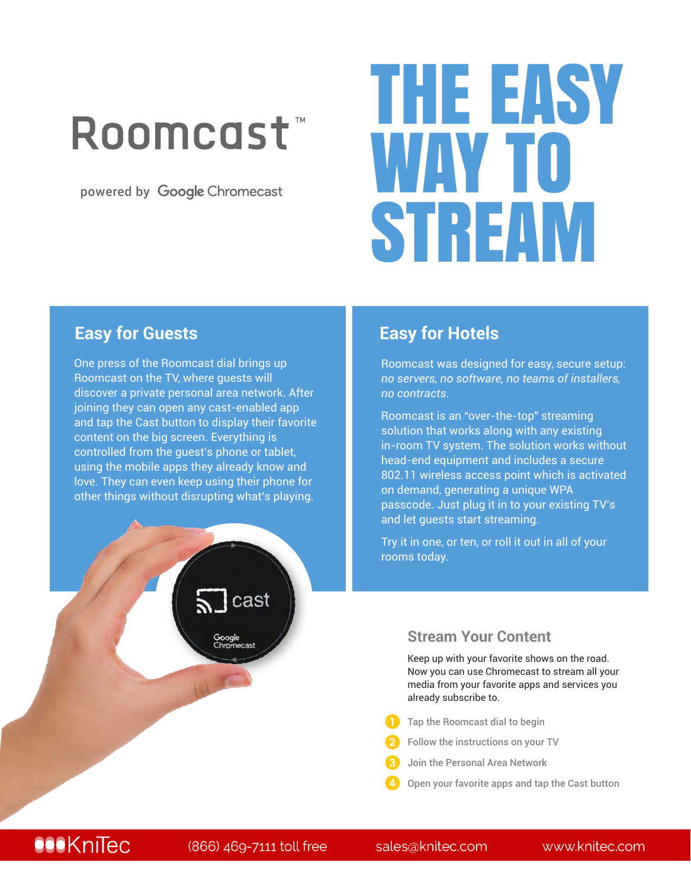# Roomcast™

powered by Google Chromecast

# THE EASY WAY TO STREAM

## Easy for Guests

One press of the Roomcast dial brings up Roomcast on the TV, where guests will discover a private personal area network. After joining they can open any cast-enabled app and tap the Cast button to display their favorite content on the big screen. Everything is controlled from the guest's phone or tablet, using the mobile apps they already know and love. They can even keep using their phone for other things without disrupting what's playing.

## Easy for Hotels

Roomcast was designed for easy, secure setup: *no servers, no software, no teams of installers, no contracts*.

Roomcast is an "over-the-top" streaming solution that works along with any existing in-room TV system. The solution works without head-end equipment and includes a secure 802.11 wireless access point which is activated on demand, generating a unique WPA passcode. Just plug it in to your existing TV's and let guests start streaming.

Try it in one, or ten, or roll it out in all of your rooms today.

### Stream Your Content

Keep up with your favorite shows on the road. Now you can use Chromecast to stream all your media from your favorite apps and services you already subscribe to.

1. Tap the Roomcast dial to begin
2. Follow the instructions on your TV
3. Join the Personal Area Network
4. Open your favorite apps and tap the Cast button

KniTec (866) 469-7111 toll free sales@knitec.com www.knitec.com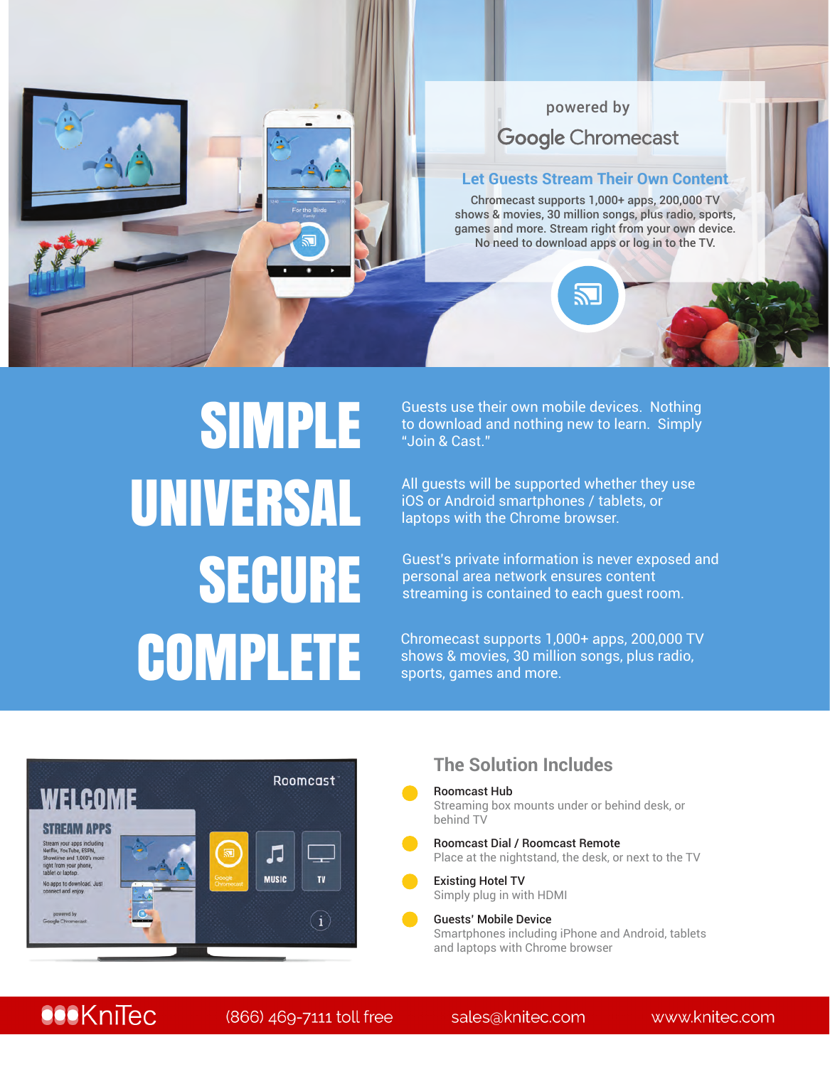powered by

Google Chromecast

## Let Guests Stream Their Own Content

Chromecast supports 1,000+ apps, 200,000 TV shows & movies, 30 million songs, plus radio, sports, games and more. Stream right from your own device. No need to download apps or log in to the TV.

## SIMPLE

Guests use their own mobile devices. Nothing to download and nothing new to learn. Simply "Join & Cast."

## UNIVERSAL

All guests will be supported whether they use iOS or Android smartphones / tablets, or laptops with the Chrome browser.

## SECURE

Guest's private information is never exposed and personal area network ensures content streaming is contained to each guest room.

## COMPLETE

Chromecast supports 1,000+ apps, 200,000 TV shows & movies, 30 million songs, plus radio, sports, games and more.

## The Solution Includes

- **Roomcast Hub**
  Streaming box mounts under or behind desk, or behind TV
- **Roomcast Dial / Roomcast Remote**
  Place at the nightstand, the desk, or next to the TV
- **Existing Hotel TV**
  Simply plug in with HDMI
- **Guests' Mobile Device**
  Smartphones including iPhone and Android, tablets and laptops with Chrome browser

KniTec (866) 469-7111 toll free sales@knitec.com www.knitec.com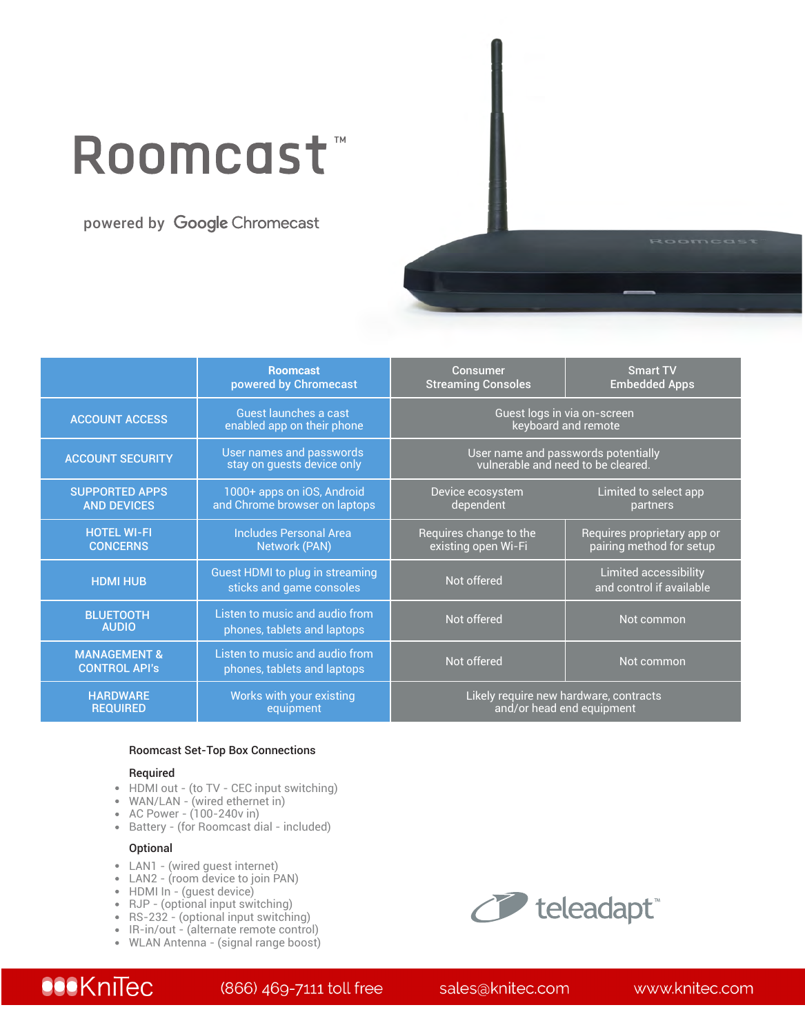# Roomcast™

powered by Google Chromecast

| | Roomcast powered by Chromecast | Consumer Streaming Consoles | Smart TV Embedded Apps |
|---|---|---|---|
| ACCOUNT ACCESS | Guest launches a cast enabled app on their phone | Guest logs in via on-screen keyboard and remote | |
| ACCOUNT SECURITY | User names and passwords stay on guests device only | User name and passwords potentially vulnerable and need to be cleared. | |
| SUPPORTED APPS AND DEVICES | 1000+ apps on iOS, Android and Chrome browser on laptops | Device ecosystem dependent | Limited to select app partners |
| HOTEL WI-FI CONCERNS | Includes Personal Area Network (PAN) | Requires change to the existing open Wi-Fi | Requires proprietary app or pairing method for setup |
| HDMI HUB | Guest HDMI to plug in streaming sticks and game consoles | Not offered | Limited accessibility and control if available |
| BLUETOOTH AUDIO | Listen to music and audio from phones, tablets and laptops | Not offered | Not common |
| MANAGEMENT & CONTROL API's | Listen to music and audio from phones, tablets and laptops | Not offered | Not common |
| HARDWARE REQUIRED | Works with your existing equipment | Likely require new hardware, contracts and/or head end equipment | |

### Roomcast Set-Top Box Connections

**Required**

- HDMI out - (to TV - CEC input switching)
- WAN/LAN - (wired ethernet in)
- AC Power - (100-240v in)
- Battery - (for Roomcast dial - included)

**Optional**

- LAN1 - (wired guest internet)
- LAN2 - (room device to join PAN)
- HDMI In - (guest device)
- RJP - (optional input switching)
- RS-232 - (optional input switching)
- IR-in/out - (alternate remote control)
- WLAN Antenna - (signal range boost)

teleadapt™

KniTec (866) 469-7111 toll free sales@knitec.com www.knitec.com